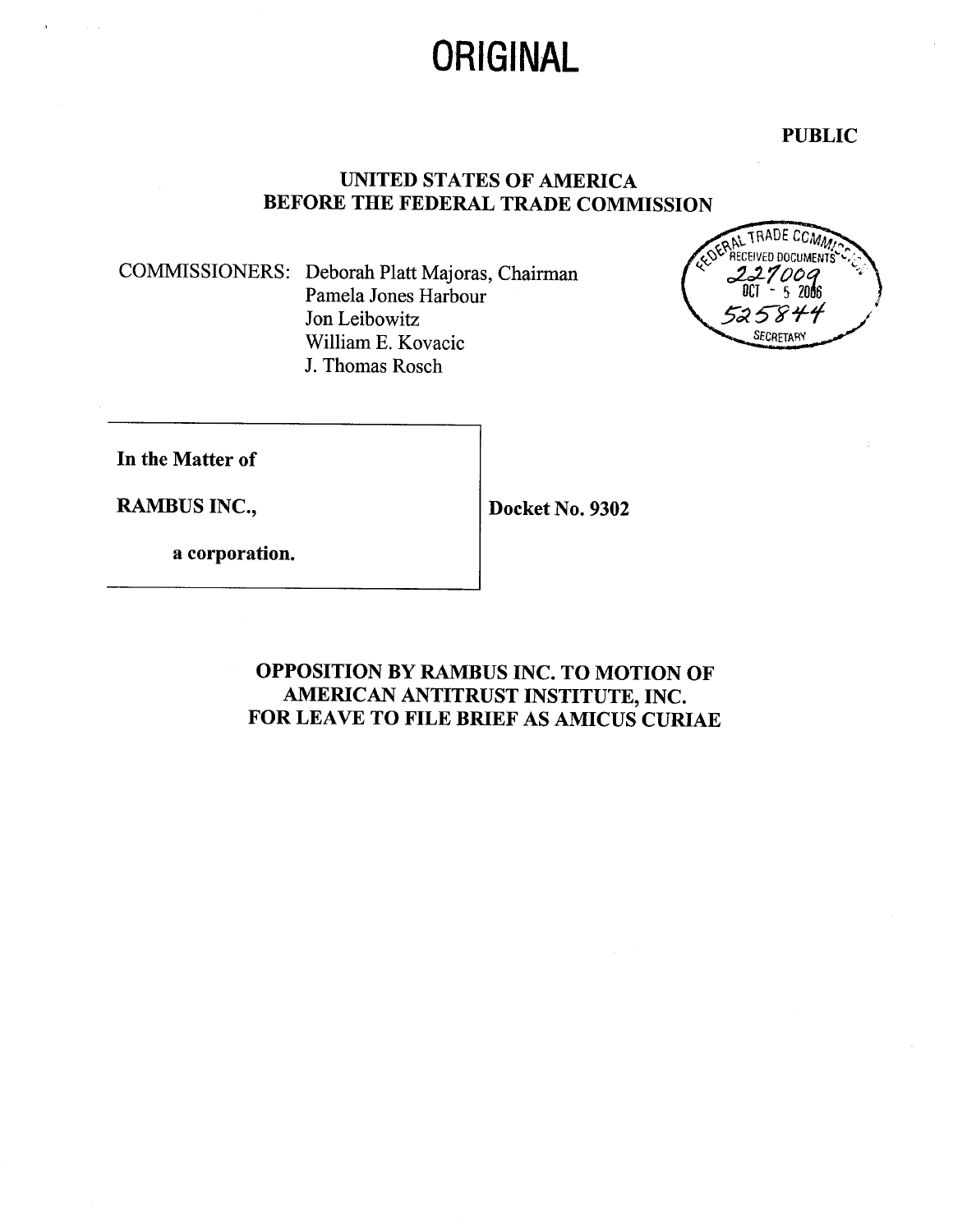# ORIGINAL

**PUBLIC**

**UNITED STATES OF AMERICA**
**BEFORE THE FEDERAL TRADE COMMISSION**

FEDERAL TRADE COMMISSION RECEIVED DOCUMENTS 227009 OCT - 5 2006 525844 SECRETARY

COMMISSIONERS: Deborah Platt Majoras, Chairman
Pamela Jones Harbour
Jon Leibowitz
William E. Kovacic
J. Thomas Rosch

| | |
|---|---|
| **In the Matter of**<br><br>**RAMBUS INC.,**<br><br>**a corporation.** | **Docket No. 9302** |

**OPPOSITION BY RAMBUS INC. TO MOTION OF AMERICAN ANTITRUST INSTITUTE, INC. FOR LEAVE TO FILE BRIEF AS AMICUS CURIAE**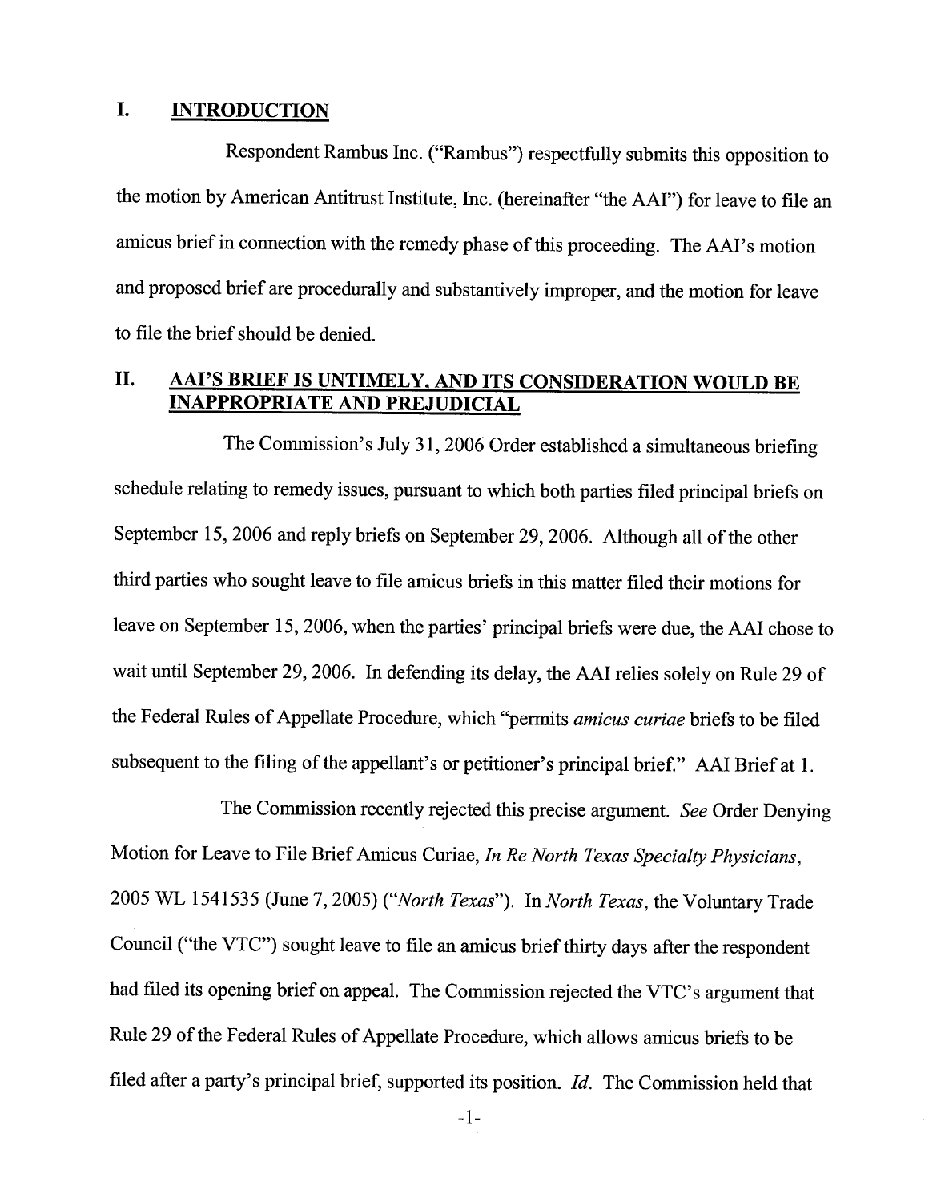## I. INTRODUCTION

Respondent Rambus Inc. ("Rambus") respectfully submits this opposition to the motion by American Antitrust Institute, Inc. (hereinafter "the AAI") for leave to file an amicus brief in connection with the remedy phase of this proceeding. The AAI's motion and proposed brief are procedurally and substantively improper, and the motion for leave to file the brief should be denied.

## II. AAI'S BRIEF IS UNTIMELY, AND ITS CONSIDERATION WOULD BE INAPPROPRIATE AND PREJUDICIAL

The Commission's July 31, 2006 Order established a simultaneous briefing schedule relating to remedy issues, pursuant to which both parties filed principal briefs on September 15, 2006 and reply briefs on September 29, 2006. Although all of the other third parties who sought leave to file amicus briefs in this matter filed their motions for leave on September 15, 2006, when the parties' principal briefs were due, the AAI chose to wait until September 29, 2006. In defending its delay, the AAI relies solely on Rule 29 of the Federal Rules of Appellate Procedure, which "permits *amicus curiae* briefs to be filed subsequent to the filing of the appellant's or petitioner's principal brief." AAI Brief at 1.

The Commission recently rejected this precise argument. *See* Order Denying Motion for Leave to File Brief Amicus Curiae, *In Re North Texas Specialty Physicians*, 2005 WL 1541535 (June 7, 2005) (*"North Texas"*). In *North Texas*, the Voluntary Trade Council ("the VTC") sought leave to file an amicus brief thirty days after the respondent had filed its opening brief on appeal. The Commission rejected the VTC's argument that Rule 29 of the Federal Rules of Appellate Procedure, which allows amicus briefs to be filed after a party's principal brief, supported its position. *Id.* The Commission held that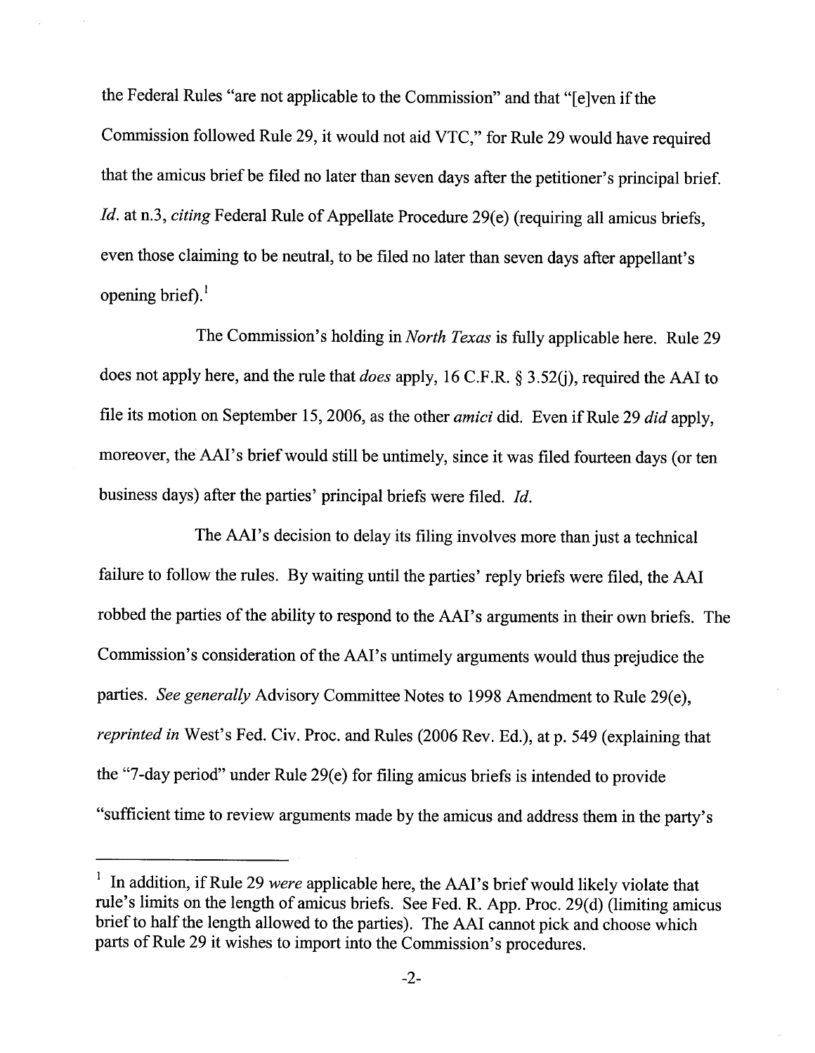the Federal Rules "are not applicable to the Commission" and that "[e]ven if the Commission followed Rule 29, it would not aid VTC," for Rule 29 would have required that the amicus brief be filed no later than seven days after the petitioner's principal brief. *Id.* at n.3, *citing* Federal Rule of Appellate Procedure 29(e) (requiring all amicus briefs, even those claiming to be neutral, to be filed no later than seven days after appellant's opening brief).[1]

The Commission's holding in *North Texas* is fully applicable here. Rule 29 does not apply here, and the rule that *does* apply, 16 C.F.R. § 3.52(j), required the AAI to file its motion on September 15, 2006, as the other *amici* did. Even if Rule 29 *did* apply, moreover, the AAI's brief would still be untimely, since it was filed fourteen days (or ten business days) after the parties' principal briefs were filed. *Id.*

The AAI's decision to delay its filing involves more than just a technical failure to follow the rules. By waiting until the parties' reply briefs were filed, the AAI robbed the parties of the ability to respond to the AAI's arguments in their own briefs. The Commission's consideration of the AAI's untimely arguments would thus prejudice the parties. *See generally* Advisory Committee Notes to 1998 Amendment to Rule 29(e), *reprinted in* West's Fed. Civ. Proc. and Rules (2006 Rev. Ed.), at p. 549 (explaining that the "7-day period" under Rule 29(e) for filing amicus briefs is intended to provide "sufficient time to review arguments made by the amicus and address them in the party's

---

[1] In addition, if Rule 29 *were* applicable here, the AAI's brief would likely violate that rule's limits on the length of amicus briefs. See Fed. R. App. Proc. 29(d) (limiting amicus brief to half the length allowed to the parties). The AAI cannot pick and choose which parts of Rule 29 it wishes to import into the Commission's procedures.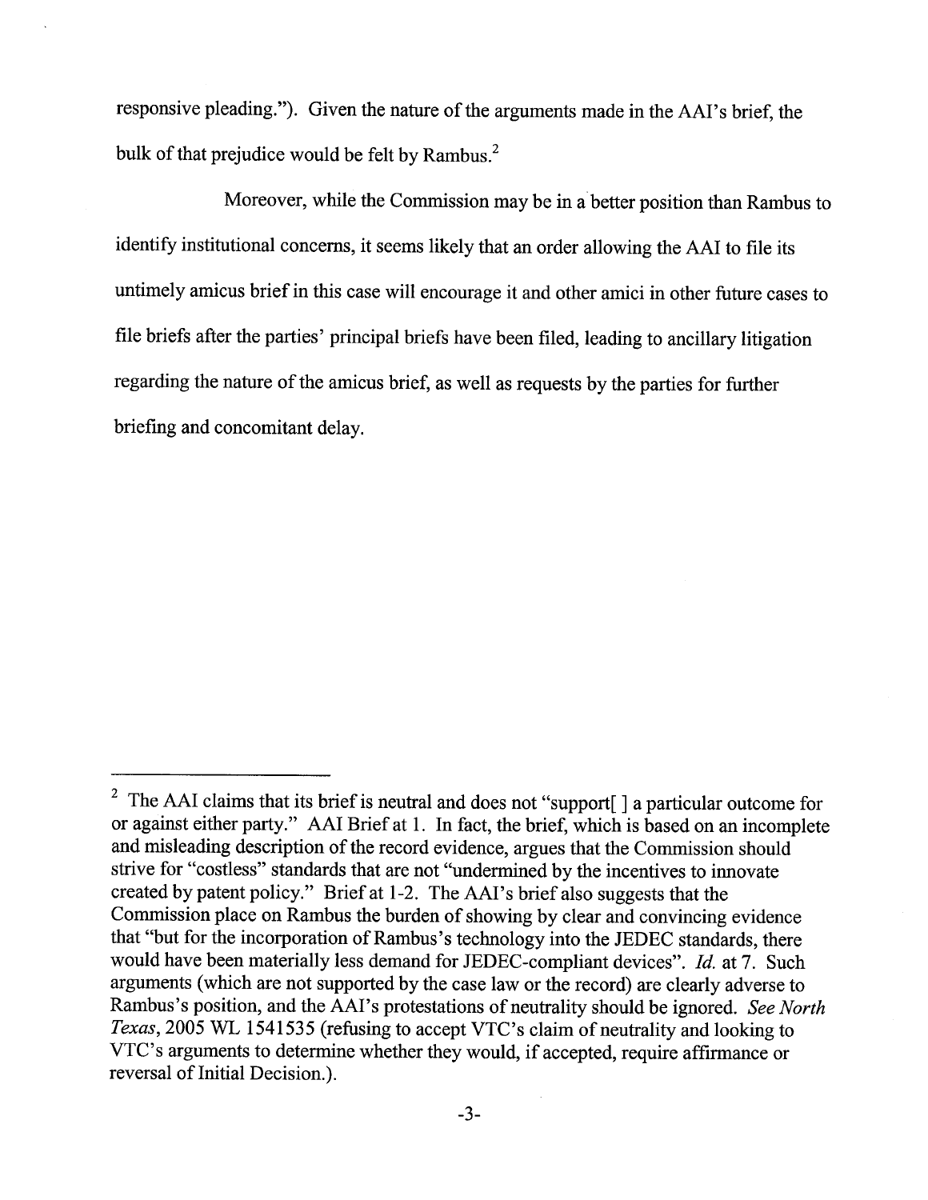responsive pleading."). Given the nature of the arguments made in the AAI's brief, the bulk of that prejudice would be felt by Rambus.[2]

Moreover, while the Commission may be in a better position than Rambus to identify institutional concerns, it seems likely that an order allowing the AAI to file its untimely amicus brief in this case will encourage it and other amici in other future cases to file briefs after the parties' principal briefs have been filed, leading to ancillary litigation regarding the nature of the amicus brief, as well as requests by the parties for further briefing and concomitant delay.

---

[2] The AAI claims that its brief is neutral and does not "support[ ] a particular outcome for or against either party." AAI Brief at 1. In fact, the brief, which is based on an incomplete and misleading description of the record evidence, argues that the Commission should strive for "costless" standards that are not "undermined by the incentives to innovate created by patent policy." Brief at 1-2. The AAI's brief also suggests that the Commission place on Rambus the burden of showing by clear and convincing evidence that "but for the incorporation of Rambus's technology into the JEDEC standards, there would have been materially less demand for JEDEC-compliant devices". *Id.* at 7. Such arguments (which are not supported by the case law or the record) are clearly adverse to Rambus's position, and the AAI's protestations of neutrality should be ignored. *See North Texas*, 2005 WL 1541535 (refusing to accept VTC's claim of neutrality and looking to VTC's arguments to determine whether they would, if accepted, require affirmance or reversal of Initial Decision.).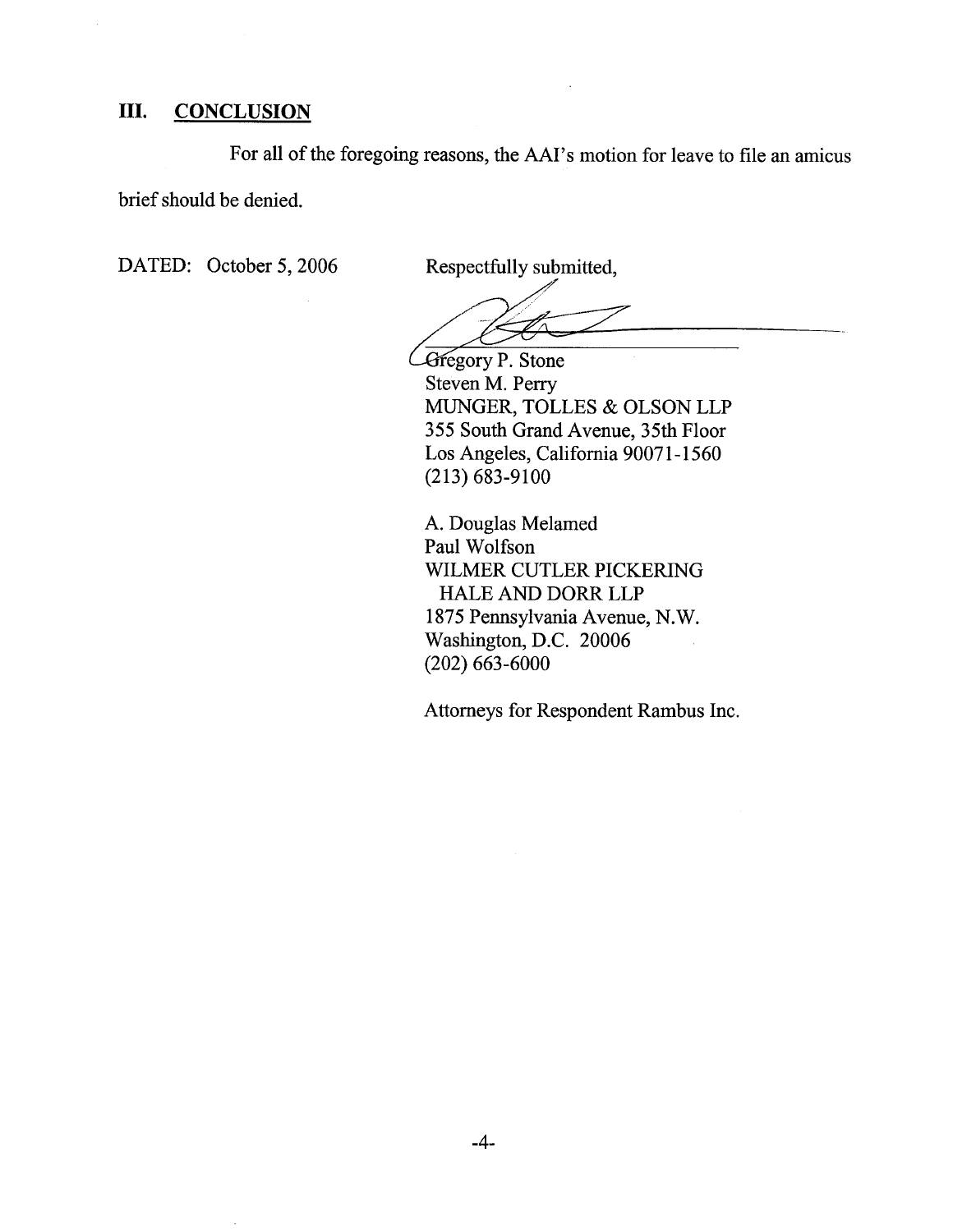## III. CONCLUSION

For all of the foregoing reasons, the AAI's motion for leave to file an amicus brief should be denied.

DATED: October 5, 2006

Respectfully submitted,

Gregory P. Stone
Steven M. Perry
MUNGER, TOLLES & OLSON LLP
355 South Grand Avenue, 35th Floor
Los Angeles, California 90071-1560
(213) 683-9100

A. Douglas Melamed
Paul Wolfson
WILMER CUTLER PICKERING
HALE AND DORR LLP
1875 Pennsylvania Avenue, N.W.
Washington, D.C. 20006
(202) 663-6000

Attorneys for Respondent Rambus Inc.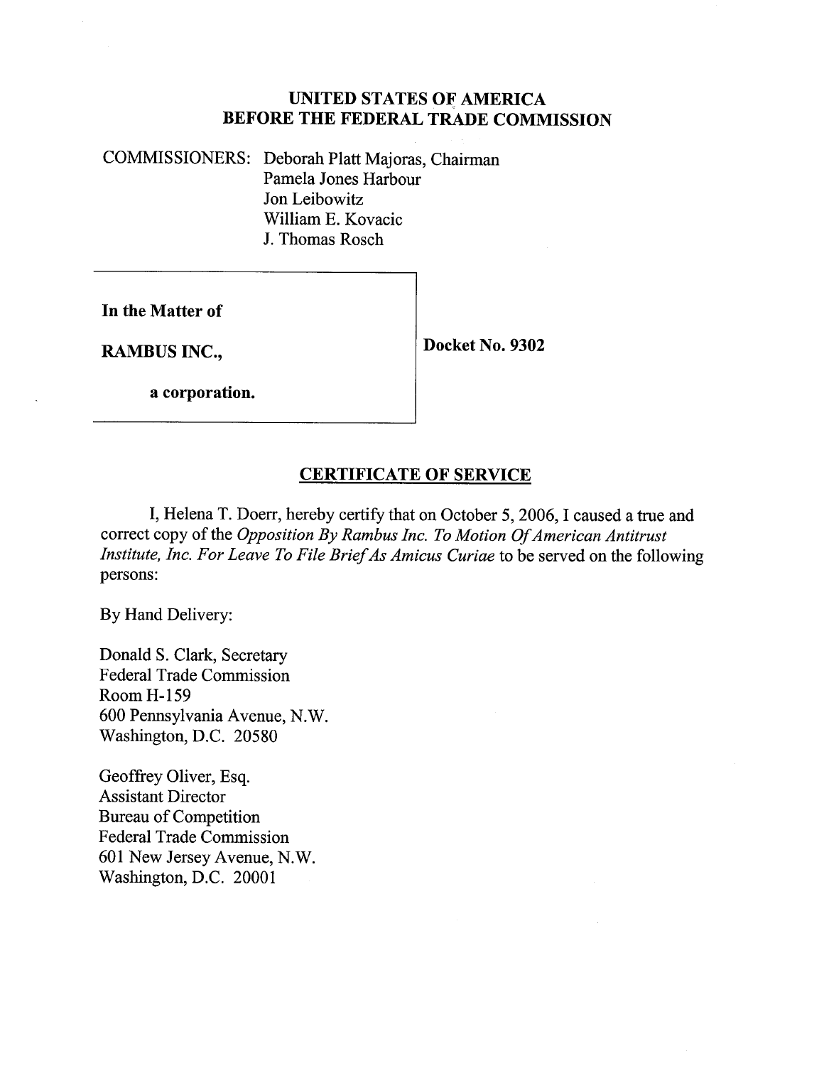**UNITED STATES OF AMERICA**
**BEFORE THE FEDERAL TRADE COMMISSION**

COMMISSIONERS: Deborah Platt Majoras, Chairman
Pamela Jones Harbour
Jon Leibowitz
William E. Kovacic
J. Thomas Rosch

| | |
|---|---|
| **In the Matter of**<br><br>**RAMBUS INC.,**<br><br>**a corporation.** | **Docket No. 9302** |

## CERTIFICATE OF SERVICE

I, Helena T. Doerr, hereby certify that on October 5, 2006, I caused a true and correct copy of the *Opposition By Rambus Inc. To Motion Of American Antitrust Institute, Inc. For Leave To File Brief As Amicus Curiae* to be served on the following persons:

By Hand Delivery:

Donald S. Clark, Secretary
Federal Trade Commission
Room H-159
600 Pennsylvania Avenue, N.W.
Washington, D.C. 20580

Geoffrey Oliver, Esq.
Assistant Director
Bureau of Competition
Federal Trade Commission
601 New Jersey Avenue, N.W.
Washington, D.C. 20001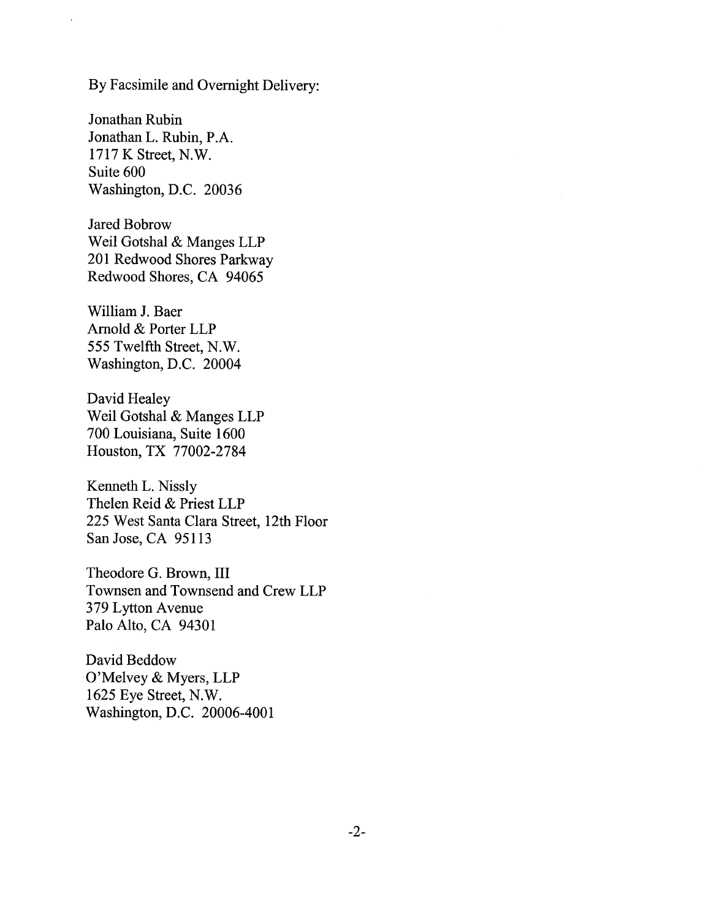By Facsimile and Overnight Delivery:

Jonathan Rubin
Jonathan L. Rubin, P.A.
1717 K Street, N.W.
Suite 600
Washington, D.C. 20036

Jared Bobrow
Weil Gotshal & Manges LLP
201 Redwood Shores Parkway
Redwood Shores, CA 94065

William J. Baer
Arnold & Porter LLP
555 Twelfth Street, N.W.
Washington, D.C. 20004

David Healey
Weil Gotshal & Manges LLP
700 Louisiana, Suite 1600
Houston, TX 77002-2784

Kenneth L. Nissly
Thelen Reid & Priest LLP
225 West Santa Clara Street, 12th Floor
San Jose, CA 95113

Theodore G. Brown, III
Townsen and Townsend and Crew LLP
379 Lytton Avenue
Palo Alto, CA 94301

David Beddow
O'Melvey & Myers, LLP
1625 Eye Street, N.W.
Washington, D.C. 20006-4001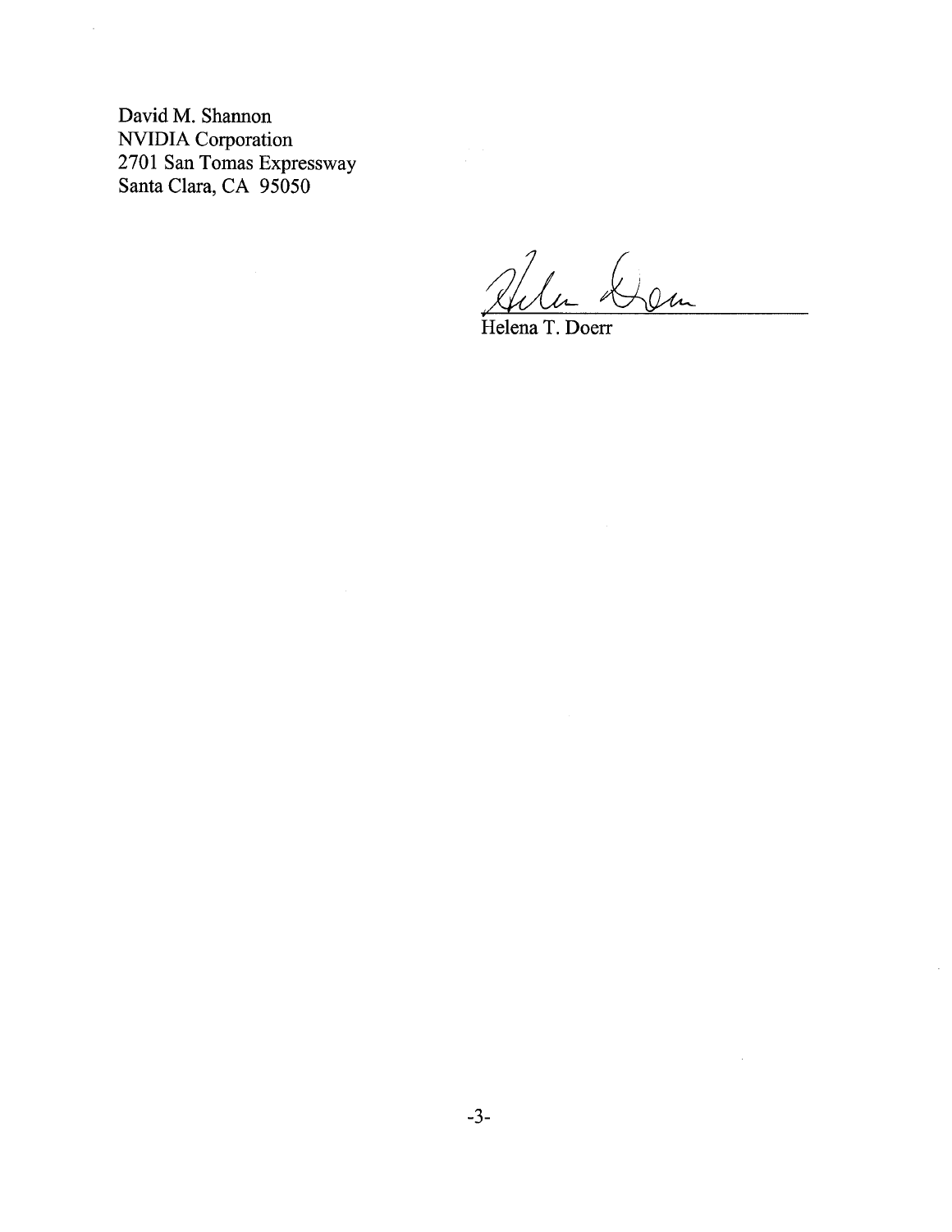David M. Shannon
NVIDIA Corporation
2701 San Tomas Expressway
Santa Clara, CA 95050

Helena T. Doerr